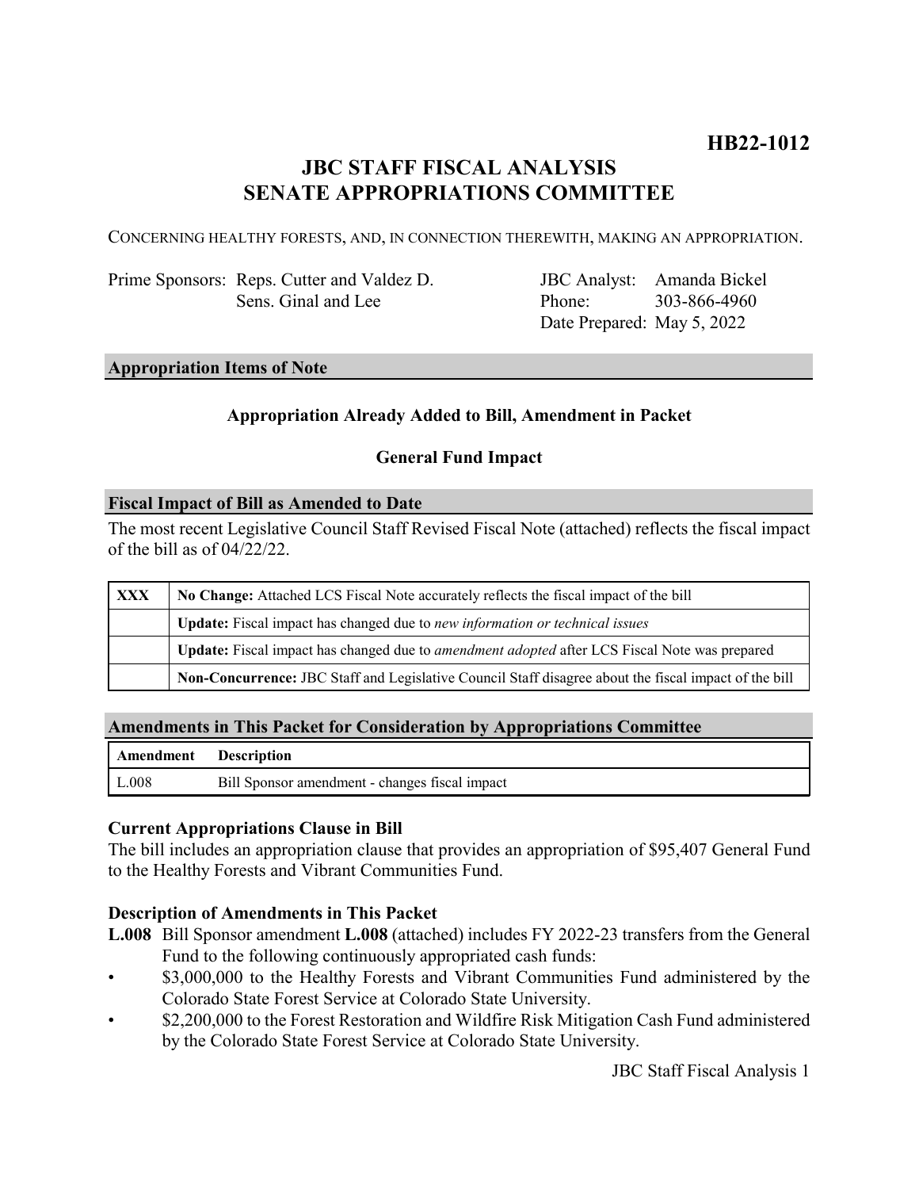**HB22-1012**

# JBC STAFF FISCAL ANALYSIS
# SENATE APPROPRIATIONS COMMITTEE

CONCERNING HEALTHY FORESTS, AND, IN CONNECTION THEREWITH, MAKING AN APPROPRIATION.

| | | | |
|---|---|---|---|
| Prime Sponsors: | Reps. Cutter and Valdez D. | JBC Analyst: | Amanda Bickel |
| | Sens. Ginal and Lee | Phone: | 303-866-4960 |
| | | Date Prepared: | May 5, 2022 |

## Appropriation Items of Note

**Appropriation Already Added to Bill, Amendment in Packet**

**General Fund Impact**

## Fiscal Impact of Bill as Amended to Date

The most recent Legislative Council Staff Revised Fiscal Note (attached) reflects the fiscal impact of the bill as of 04/22/22.

| | |
|---|---|
| **XXX** | **No Change:** Attached LCS Fiscal Note accurately reflects the fiscal impact of the bill |
| | **Update:** Fiscal impact has changed due to *new information or technical issues* |
| | **Update:** Fiscal impact has changed due to *amendment adopted* after LCS Fiscal Note was prepared |
| | **Non-Concurrence:** JBC Staff and Legislative Council Staff disagree about the fiscal impact of the bill |

## Amendments in This Packet for Consideration by Appropriations Committee

| Amendment | Description |
|---|---|
| L.008 | Bill Sponsor amendment - changes fiscal impact |

### Current Appropriations Clause in Bill

The bill includes an appropriation clause that provides an appropriation of $95,407 General Fund to the Healthy Forests and Vibrant Communities Fund.

### Description of Amendments in This Packet

**L.008** Bill Sponsor amendment **L.008** (attached) includes FY 2022-23 transfers from the General Fund to the following continuously appropriated cash funds:

- $3,000,000 to the Healthy Forests and Vibrant Communities Fund administered by the Colorado State Forest Service at Colorado State University.
- $2,200,000 to the Forest Restoration and Wildfire Risk Mitigation Cash Fund administered by the Colorado State Forest Service at Colorado State University.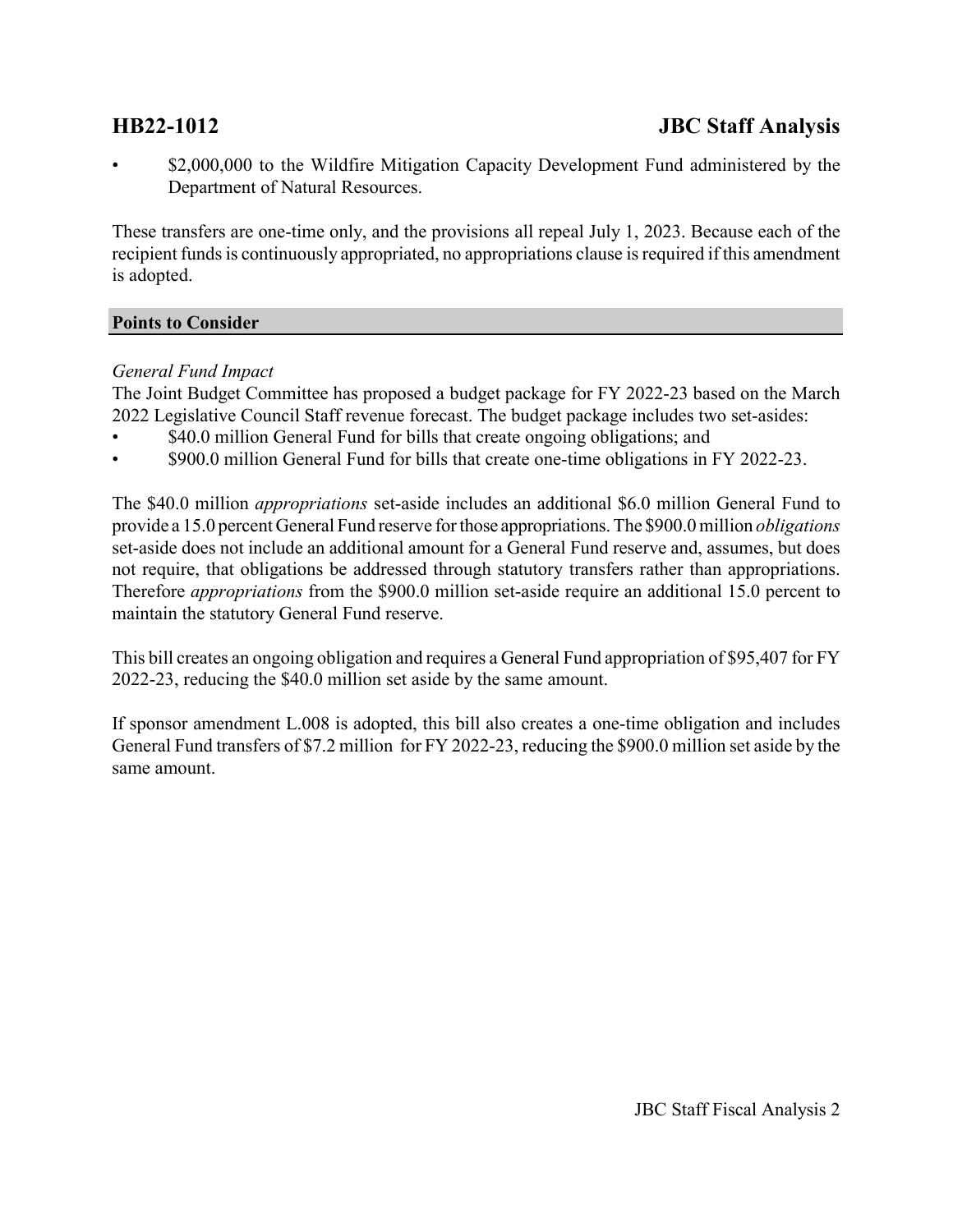- $2,000,000 to the Wildfire Mitigation Capacity Development Fund administered by the Department of Natural Resources.

These transfers are one-time only, and the provisions all repeal July 1, 2023. Because each of the recipient funds is continuously appropriated, no appropriations clause is required if this amendment is adopted.

## Points to Consider

*General Fund Impact*

The Joint Budget Committee has proposed a budget package for FY 2022-23 based on the March 2022 Legislative Council Staff revenue forecast. The budget package includes two set-asides:

- $40.0 million General Fund for bills that create ongoing obligations; and
- $900.0 million General Fund for bills that create one-time obligations in FY 2022-23.

The $40.0 million *appropriations* set-aside includes an additional $6.0 million General Fund to provide a 15.0 percent General Fund reserve for those appropriations. The $900.0 million *obligations* set-aside does not include an additional amount for a General Fund reserve and, assumes, but does not require, that obligations be addressed through statutory transfers rather than appropriations. Therefore *appropriations* from the $900.0 million set-aside require an additional 15.0 percent to maintain the statutory General Fund reserve.

This bill creates an ongoing obligation and requires a General Fund appropriation of $95,407 for FY 2022-23, reducing the $40.0 million set aside by the same amount.

If sponsor amendment L.008 is adopted, this bill also creates a one-time obligation and includes General Fund transfers of $7.2 million for FY 2022-23, reducing the $900.0 million set aside by the same amount.